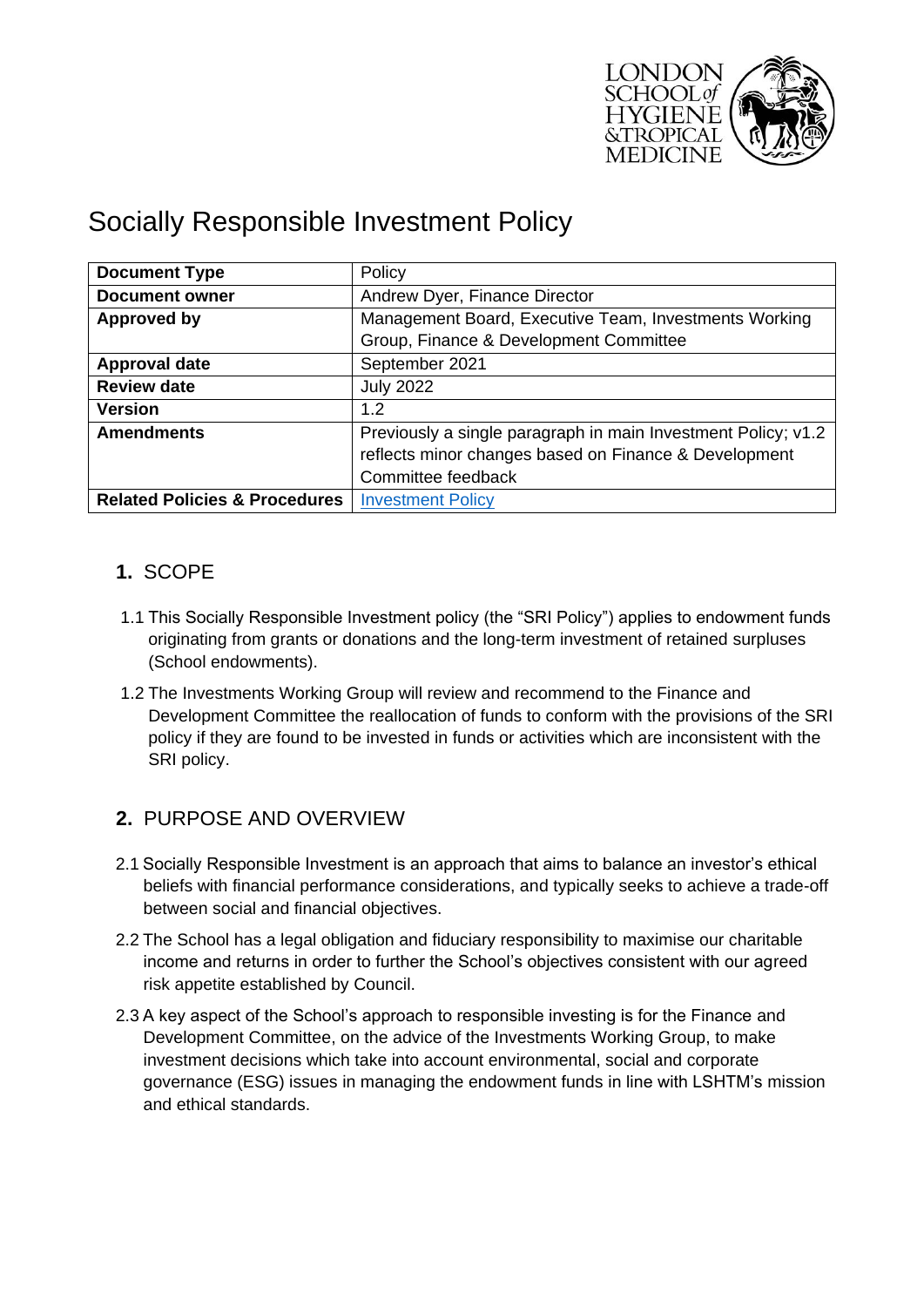# Socially Responsible Investment Policy

| **Document Type** | Policy |
|---|---|
| **Document owner** | Andrew Dyer, Finance Director |
| **Approved by** | Management Board, Executive Team, Investments Working Group, Finance & Development Committee |
| **Approval date** | September 2021 |
| **Review date** | July 2022 |
| **Version** | 1.2 |
| **Amendments** | Previously a single paragraph in main Investment Policy; v1.2 reflects minor changes based on Finance & Development Committee feedback |
| **Related Policies & Procedures** | Investment Policy |

## 1. SCOPE

1.1 This Socially Responsible Investment policy (the "SRI Policy") applies to endowment funds originating from grants or donations and the long-term investment of retained surpluses (School endowments).

1.2 The Investments Working Group will review and recommend to the Finance and Development Committee the reallocation of funds to conform with the provisions of the SRI policy if they are found to be invested in funds or activities which are inconsistent with the SRI policy.

## 2. PURPOSE AND OVERVIEW

2.1 Socially Responsible Investment is an approach that aims to balance an investor's ethical beliefs with financial performance considerations, and typically seeks to achieve a trade-off between social and financial objectives.

2.2 The School has a legal obligation and fiduciary responsibility to maximise our charitable income and returns in order to further the School's objectives consistent with our agreed risk appetite established by Council.

2.3 A key aspect of the School's approach to responsible investing is for the Finance and Development Committee, on the advice of the Investments Working Group, to make investment decisions which take into account environmental, social and corporate governance (ESG) issues in managing the endowment funds in line with LSHTM's mission and ethical standards.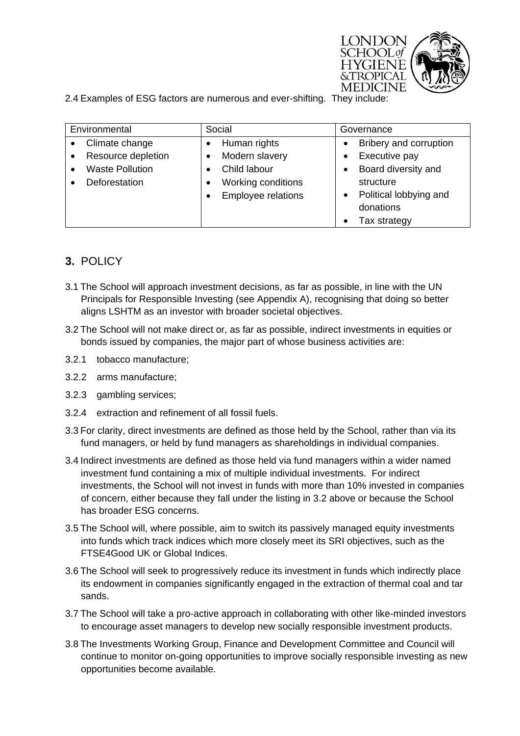2.4 Examples of ESG factors are numerous and ever-shifting. They include:

| Environmental | Social | Governance |
|---|---|---|
| • Climate change<br>• Resource depletion<br>• Waste Pollution<br>• Deforestation | • Human rights<br>• Modern slavery<br>• Child labour<br>• Working conditions<br>• Employee relations | • Bribery and corruption<br>• Executive pay<br>• Board diversity and structure<br>• Political lobbying and donations<br>• Tax strategy |

## 3. POLICY

3.1 The School will approach investment decisions, as far as possible, in line with the UN Principals for Responsible Investing (see Appendix A), recognising that doing so better aligns LSHTM as an investor with broader societal objectives.

3.2 The School will not make direct or, as far as possible, indirect investments in equities or bonds issued by companies, the major part of whose business activities are:

3.2.1 tobacco manufacture;

3.2.2 arms manufacture;

3.2.3 gambling services;

3.2.4 extraction and refinement of all fossil fuels.

3.3 For clarity, direct investments are defined as those held by the School, rather than via its fund managers, or held by fund managers as shareholdings in individual companies.

3.4 Indirect investments are defined as those held via fund managers within a wider named investment fund containing a mix of multiple individual investments. For indirect investments, the School will not invest in funds with more than 10% invested in companies of concern, either because they fall under the listing in 3.2 above or because the School has broader ESG concerns.

3.5 The School will, where possible, aim to switch its passively managed equity investments into funds which track indices which more closely meet its SRI objectives, such as the FTSE4Good UK or Global Indices.

3.6 The School will seek to progressively reduce its investment in funds which indirectly place its endowment in companies significantly engaged in the extraction of thermal coal and tar sands.

3.7 The School will take a pro-active approach in collaborating with other like-minded investors to encourage asset managers to develop new socially responsible investment products.

3.8 The Investments Working Group, Finance and Development Committee and Council will continue to monitor on-going opportunities to improve socially responsible investing as new opportunities become available.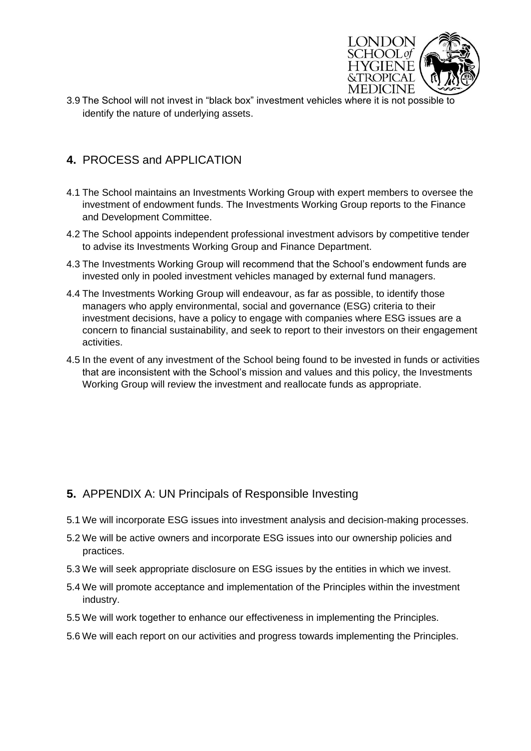3.9 The School will not invest in "black box" investment vehicles where it is not possible to identify the nature of underlying assets.

## 4. PROCESS and APPLICATION

4.1 The School maintains an Investments Working Group with expert members to oversee the investment of endowment funds. The Investments Working Group reports to the Finance and Development Committee.

4.2 The School appoints independent professional investment advisors by competitive tender to advise its Investments Working Group and Finance Department.

4.3 The Investments Working Group will recommend that the School's endowment funds are invested only in pooled investment vehicles managed by external fund managers.

4.4 The Investments Working Group will endeavour, as far as possible, to identify those managers who apply environmental, social and governance (ESG) criteria to their investment decisions, have a policy to engage with companies where ESG issues are a concern to financial sustainability, and seek to report to their investors on their engagement activities.

4.5 In the event of any investment of the School being found to be invested in funds or activities that are inconsistent with the School's mission and values and this policy, the Investments Working Group will review the investment and reallocate funds as appropriate.

## 5. APPENDIX A: UN Principals of Responsible Investing

5.1 We will incorporate ESG issues into investment analysis and decision-making processes.

5.2 We will be active owners and incorporate ESG issues into our ownership policies and practices.

5.3 We will seek appropriate disclosure on ESG issues by the entities in which we invest.

5.4 We will promote acceptance and implementation of the Principles within the investment industry.

5.5 We will work together to enhance our effectiveness in implementing the Principles.

5.6 We will each report on our activities and progress towards implementing the Principles.